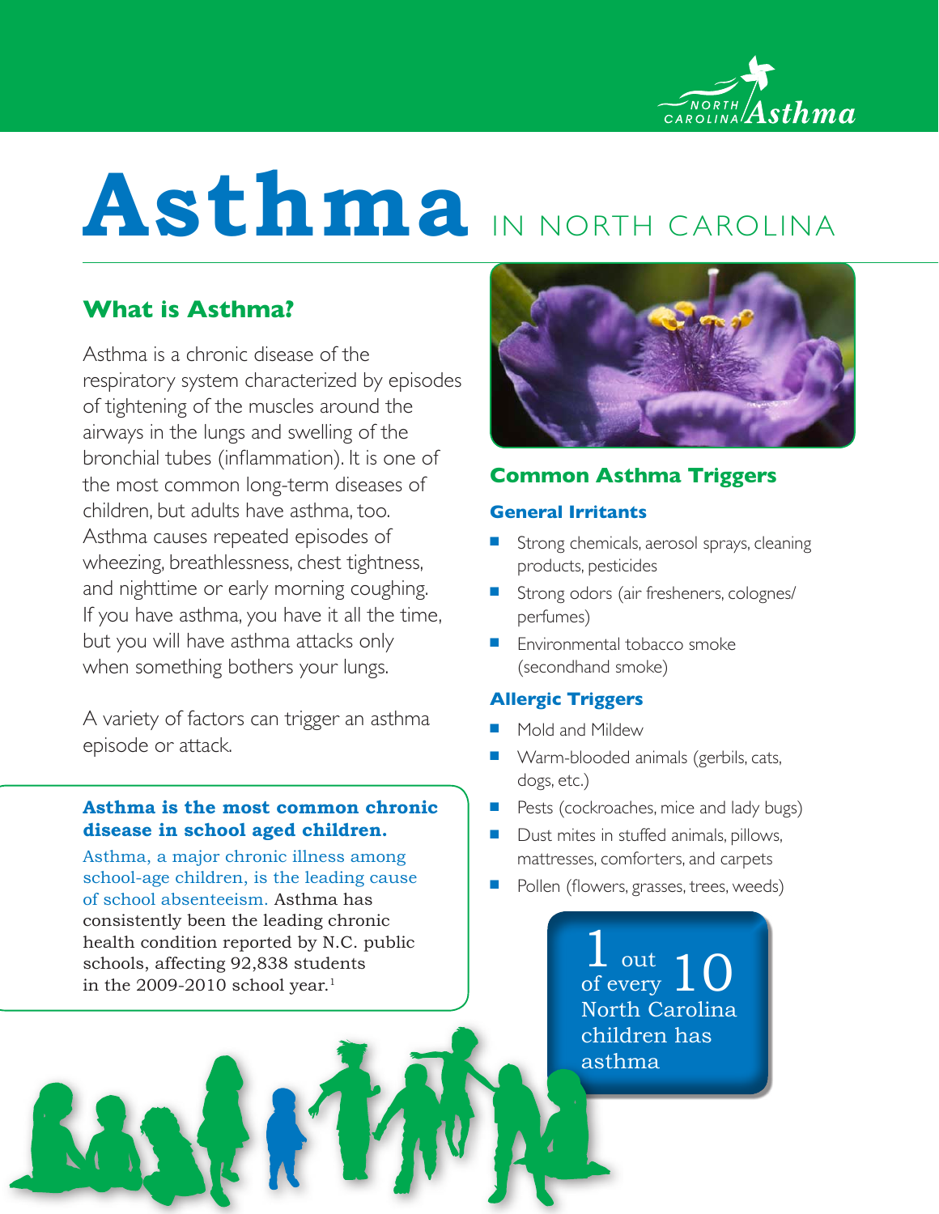# Asthma IN NORTH CAROLINA

## What is Asthma?

Asthma is a chronic disease of the respiratory system characterized by episodes of tightening of the muscles around the airways in the lungs and swelling of the bronchial tubes (inflammation). It is one of the most common long-term diseases of children, but adults have asthma, too. Asthma causes repeated episodes of wheezing, breathlessness, chest tightness, and nighttime or early morning coughing. If you have asthma, you have it all the time, but you will have asthma attacks only when something bothers your lungs.

A variety of factors can trigger an asthma episode or attack.

**Asthma is the most common chronic disease in school aged children.**

Asthma, a major chronic illness among school-age children, is the leading cause of school absenteeism. Asthma has consistently been the leading chronic health condition reported by N.C. public schools, affecting 92,838 students in the 2009-2010 school year.[1]

## Common Asthma Triggers

### General Irritants

- Strong chemicals, aerosol sprays, cleaning products, pesticides
- Strong odors (air fresheners, colognes/perfumes)
- Environmental tobacco smoke (secondhand smoke)

### Allergic Triggers

- Mold and Mildew
- Warm-blooded animals (gerbils, cats, dogs, etc.)
- Pests (cockroaches, mice and lady bugs)
- Dust mites in stuffed animals, pillows, mattresses, comforters, and carpets
- Pollen (flowers, grasses, trees, weeds)

**1 out of every 10 North Carolina children has asthma**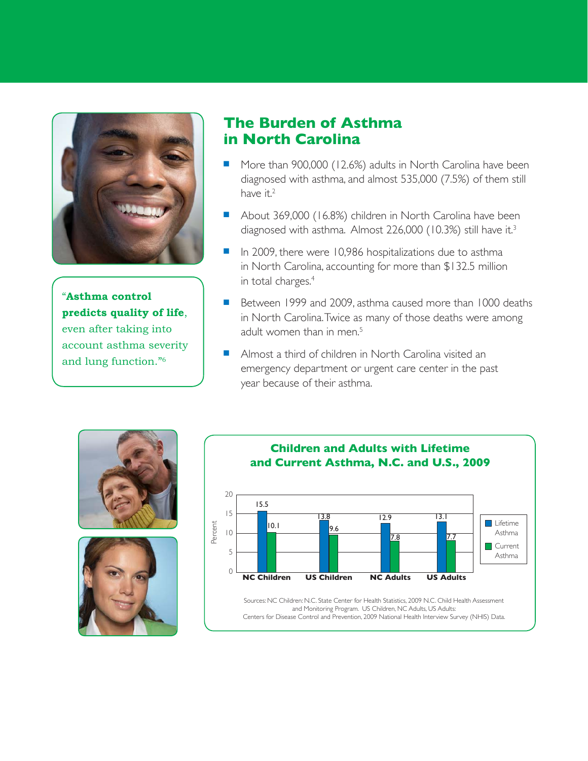## The Burden of Asthma in North Carolina

- More than 900,000 (12.6%) adults in North Carolina have been diagnosed with asthma, and almost 535,000 (7.5%) of them still have it.[2]
- About 369,000 (16.8%) children in North Carolina have been diagnosed with asthma. Almost 226,000 (10.3%) still have it.[3]
- In 2009, there were 10,986 hospitalizations due to asthma in North Carolina, accounting for more than $132.5 million in total charges.[4]
- Between 1999 and 2009, asthma caused more than 1000 deaths in North Carolina. Twice as many of those deaths were among adult women than in men.[5]
- Almost a third of children in North Carolina visited an emergency department or urgent care center in the past year because of their asthma.

"**Asthma control predicts quality of life**, even after taking into account asthma severity and lung function."[6]

### Children and Adults with Lifetime and Current Asthma, N.C. and U.S., 2009

| Group | Lifetime Asthma (Percent) | Current Asthma (Percent) |
| --- | --- | --- |
| NC Children | 15.5 | 10.1 |
| US Children | 13.8 | 9.6 |
| NC Adults | 12.9 | 7.8 |
| US Adults | 13.1 | 7.7 |

Sources: NC Children: N.C. State Center for Health Statistics, 2009 N.C. Child Health Assessment and Monitoring Program. US Children, NC Adults, US Adults: Centers for Disease Control and Prevention, 2009 National Health Interview Survey (NHIS) Data.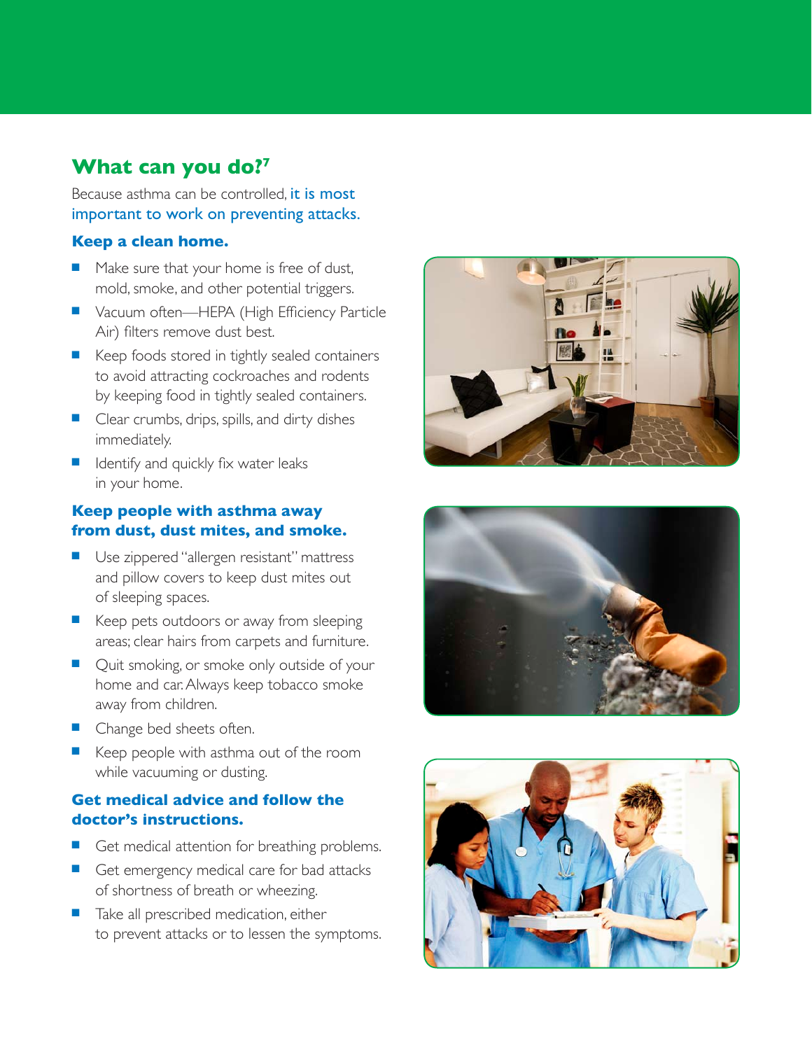## What can you do?[7]

Because asthma can be controlled, it is most important to work on preventing attacks.

### Keep a clean home.

- Make sure that your home is free of dust, mold, smoke, and other potential triggers.
- Vacuum often—HEPA (High Efficiency Particle Air) filters remove dust best.
- Keep foods stored in tightly sealed containers to avoid attracting cockroaches and rodents by keeping food in tightly sealed containers.
- Clear crumbs, drips, spills, and dirty dishes immediately.
- Identify and quickly fix water leaks in your home.

### Keep people with asthma away from dust, dust mites, and smoke.

- Use zippered "allergen resistant" mattress and pillow covers to keep dust mites out of sleeping spaces.
- Keep pets outdoors or away from sleeping areas; clear hairs from carpets and furniture.
- Quit smoking, or smoke only outside of your home and car. Always keep tobacco smoke away from children.
- Change bed sheets often.
- Keep people with asthma out of the room while vacuuming or dusting.

### Get medical advice and follow the doctor's instructions.

- Get medical attention for breathing problems.
- Get emergency medical care for bad attacks of shortness of breath or wheezing.
- Take all prescribed medication, either to prevent attacks or to lessen the symptoms.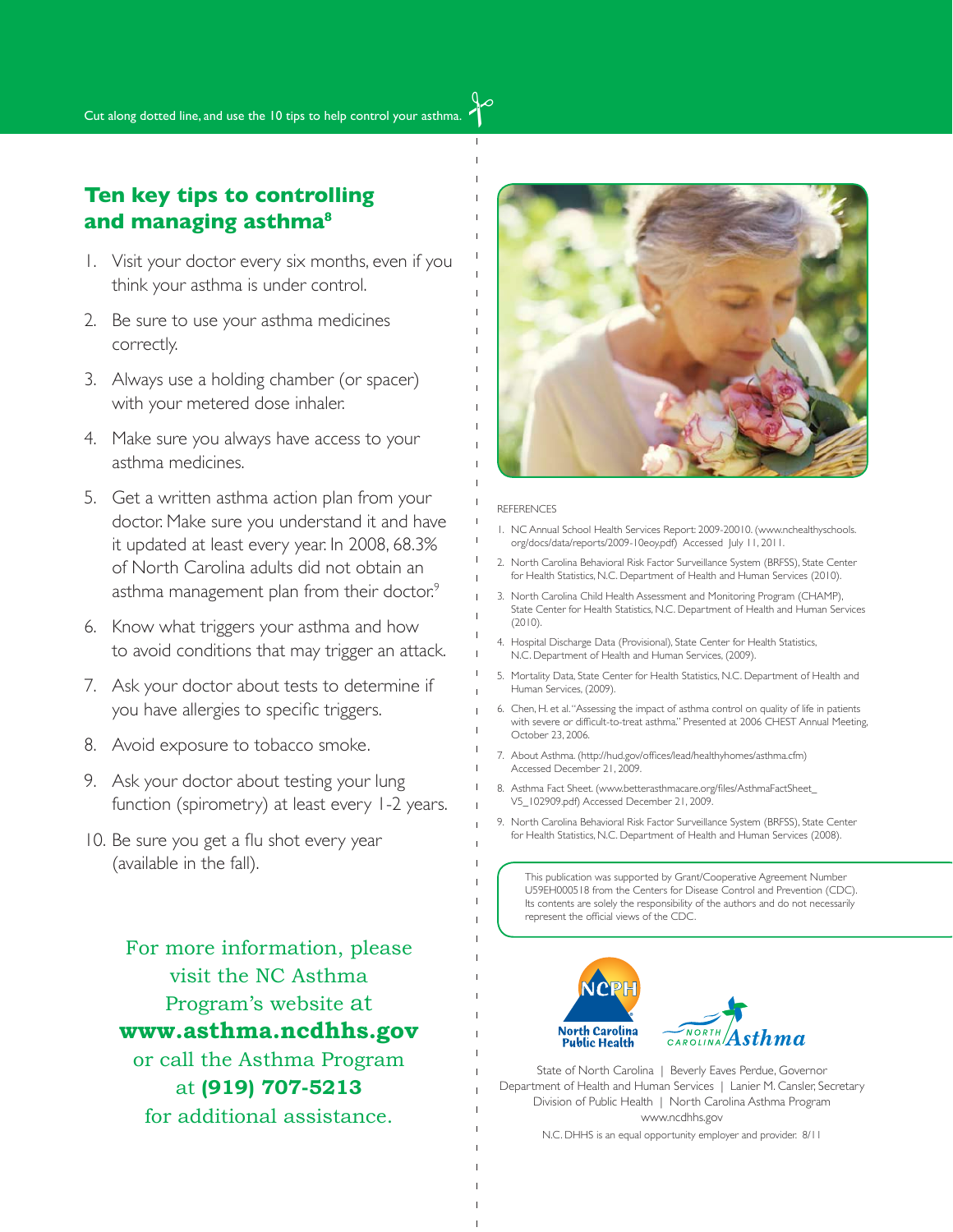Cut along dotted line, and use the 10 tips to help control your asthma.

## Ten key tips to controlling and managing asthma[8]

1. Visit your doctor every six months, even if you think your asthma is under control.
2. Be sure to use your asthma medicines correctly.
3. Always use a holding chamber (or spacer) with your metered dose inhaler.
4. Make sure you always have access to your asthma medicines.
5. Get a written asthma action plan from your doctor. Make sure you understand it and have it updated at least every year. In 2008, 68.3% of North Carolina adults did not obtain an asthma management plan from their doctor.[9]
6. Know what triggers your asthma and how to avoid conditions that may trigger an attack.
7. Ask your doctor about tests to determine if you have allergies to specific triggers.
8. Avoid exposure to tobacco smoke.
9. Ask your doctor about testing your lung function (spirometry) at least every 1-2 years.
10. Be sure you get a flu shot every year (available in the fall).

For more information, please visit the NC Asthma Program's website at **www.asthma.ncdhhs.gov** or call the Asthma Program at **(919) 707-5213** for additional assistance.

REFERENCES

1. NC Annual School Health Services Report: 2009-20010. (www.nchealthyschools.org/docs/data/reports/2009-10eoy.pdf) Accessed July 11, 2011.
2. North Carolina Behavioral Risk Factor Surveillance System (BRFSS), State Center for Health Statistics, N.C. Department of Health and Human Services (2010).
3. North Carolina Child Health Assessment and Monitoring Program (CHAMP), State Center for Health Statistics, N.C. Department of Health and Human Services (2010).
4. Hospital Discharge Data (Provisional), State Center for Health Statistics, N.C. Department of Health and Human Services, (2009).
5. Mortality Data, State Center for Health Statistics, N.C. Department of Health and Human Services, (2009).
6. Chen, H. et al. "Assessing the impact of asthma control on quality of life in patients with severe or difficult-to-treat asthma." Presented at 2006 CHEST Annual Meeting, October 23, 2006.
7. About Asthma. (http://hud.gov/offices/lead/healthyhomes/asthma.cfm) Accessed December 21, 2009.
8. Asthma Fact Sheet. (www.betterasthmacare.org/files/AsthmaFactSheet_V5_102909.pdf) Accessed December 21, 2009.
9. North Carolina Behavioral Risk Factor Surveillance System (BRFSS), State Center for Health Statistics, N.C. Department of Health and Human Services (2008).

This publication was supported by Grant/Cooperative Agreement Number U59EH000518 from the Centers for Disease Control and Prevention (CDC). Its contents are solely the responsibility of the authors and do not necessarily represent the official views of the CDC.

NCPH North Carolina Public Health

North Carolina Asthma

State of North Carolina | Beverly Eaves Perdue, Governor
Department of Health and Human Services | Lanier M. Cansler, Secretary
Division of Public Health | North Carolina Asthma Program
www.ncdhhs.gov

N.C. DHHS is an equal opportunity employer and provider. 8/11